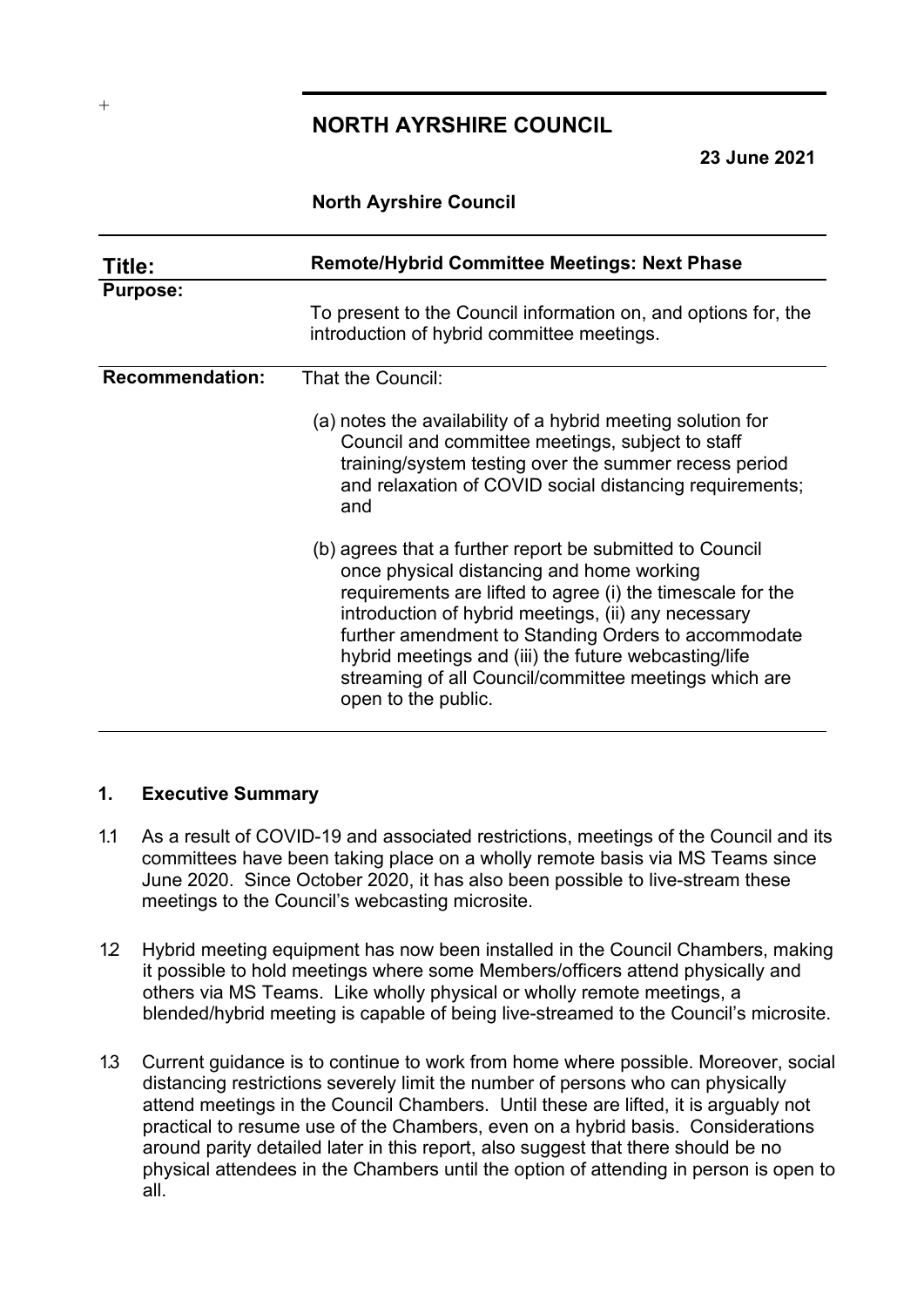# NORTH AYRSHIRE COUNCIL

**23 June 2021**

**North Ayrshire Council**

| **Title:** | **Remote/Hybrid Committee Meetings: Next Phase** |
| --- | --- |
| **Purpose:** | To present to the Council information on, and options for, the introduction of hybrid committee meetings. |
| **Recommendation:** | That the Council:<br><br>(a) notes the availability of a hybrid meeting solution for Council and committee meetings, subject to staff training/system testing over the summer recess period and relaxation of COVID social distancing requirements; and<br><br>(b) agrees that a further report be submitted to Council once physical distancing and home working requirements are lifted to agree (i) the timescale for the introduction of hybrid meetings, (ii) any necessary further amendment to Standing Orders to accommodate hybrid meetings and (iii) the future webcasting/life streaming of all Council/committee meetings which are open to the public. |

## 1. Executive Summary

1.1 As a result of COVID-19 and associated restrictions, meetings of the Council and its committees have been taking place on a wholly remote basis via MS Teams since June 2020. Since October 2020, it has also been possible to live-stream these meetings to the Council's webcasting microsite.

1.2 Hybrid meeting equipment has now been installed in the Council Chambers, making it possible to hold meetings where some Members/officers attend physically and others via MS Teams. Like wholly physical or wholly remote meetings, a blended/hybrid meeting is capable of being live-streamed to the Council's microsite.

1.3 Current guidance is to continue to work from home where possible. Moreover, social distancing restrictions severely limit the number of persons who can physically attend meetings in the Council Chambers. Until these are lifted, it is arguably not practical to resume use of the Chambers, even on a hybrid basis. Considerations around parity detailed later in this report, also suggest that there should be no physical attendees in the Chambers until the option of attending in person is open to all.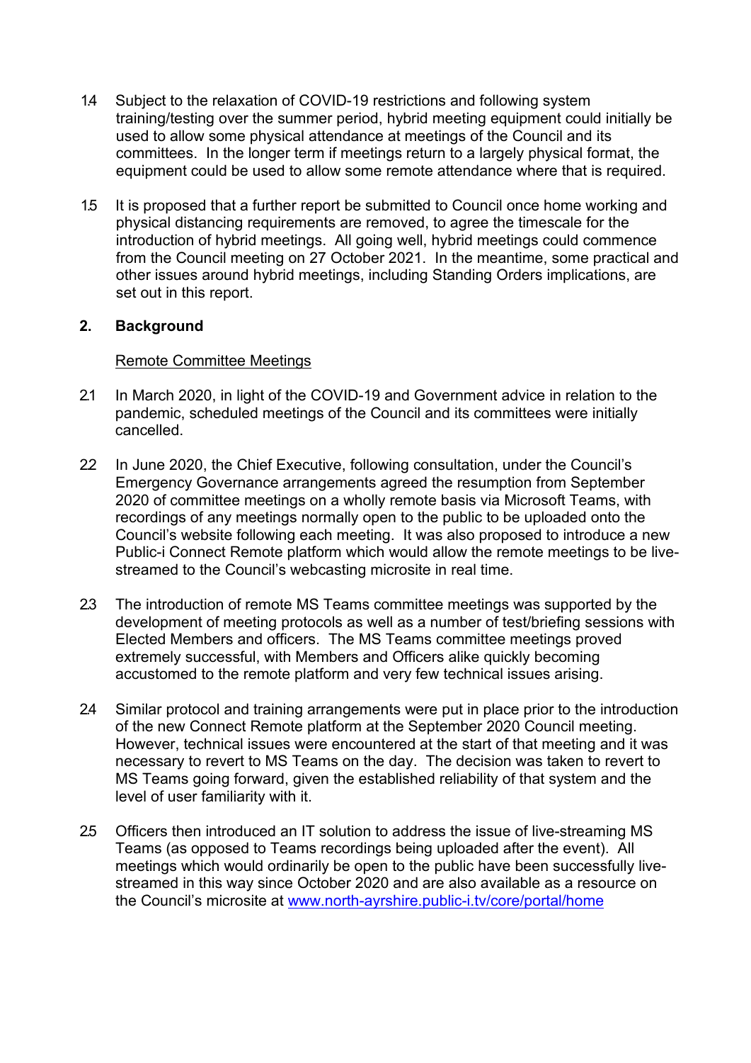1.4 Subject to the relaxation of COVID-19 restrictions and following system training/testing over the summer period, hybrid meeting equipment could initially be used to allow some physical attendance at meetings of the Council and its committees. In the longer term if meetings return to a largely physical format, the equipment could be used to allow some remote attendance where that is required.

1.5 It is proposed that a further report be submitted to Council once home working and physical distancing requirements are removed, to agree the timescale for the introduction of hybrid meetings. All going well, hybrid meetings could commence from the Council meeting on 27 October 2021. In the meantime, some practical and other issues around hybrid meetings, including Standing Orders implications, are set out in this report.

## 2. Background

Remote Committee Meetings

2.1 In March 2020, in light of the COVID-19 and Government advice in relation to the pandemic, scheduled meetings of the Council and its committees were initially cancelled.

2.2 In June 2020, the Chief Executive, following consultation, under the Council's Emergency Governance arrangements agreed the resumption from September 2020 of committee meetings on a wholly remote basis via Microsoft Teams, with recordings of any meetings normally open to the public to be uploaded onto the Council's website following each meeting. It was also proposed to introduce a new Public-i Connect Remote platform which would allow the remote meetings to be live-streamed to the Council's webcasting microsite in real time.

2.3 The introduction of remote MS Teams committee meetings was supported by the development of meeting protocols as well as a number of test/briefing sessions with Elected Members and officers. The MS Teams committee meetings proved extremely successful, with Members and Officers alike quickly becoming accustomed to the remote platform and very few technical issues arising.

2.4 Similar protocol and training arrangements were put in place prior to the introduction of the new Connect Remote platform at the September 2020 Council meeting. However, technical issues were encountered at the start of that meeting and it was necessary to revert to MS Teams on the day. The decision was taken to revert to MS Teams going forward, given the established reliability of that system and the level of user familiarity with it.

2.5 Officers then introduced an IT solution to address the issue of live-streaming MS Teams (as opposed to Teams recordings being uploaded after the event). All meetings which would ordinarily be open to the public have been successfully live-streamed in this way since October 2020 and are also available as a resource on the Council's microsite at www.north-ayrshire.public-i.tv/core/portal/home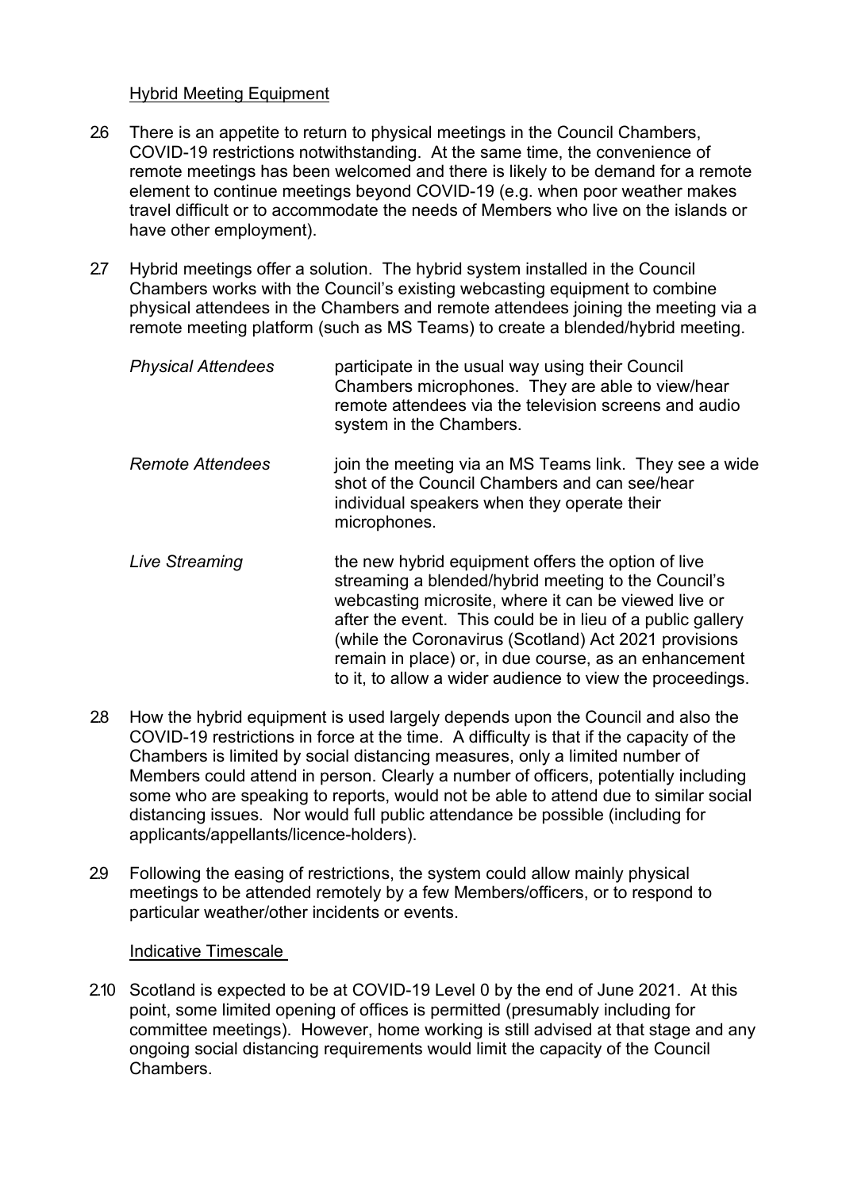Hybrid Meeting Equipment

2.6 There is an appetite to return to physical meetings in the Council Chambers, COVID-19 restrictions notwithstanding. At the same time, the convenience of remote meetings has been welcomed and there is likely to be demand for a remote element to continue meetings beyond COVID-19 (e.g. when poor weather makes travel difficult or to accommodate the needs of Members who live on the islands or have other employment).

2.7 Hybrid meetings offer a solution. The hybrid system installed in the Council Chambers works with the Council's existing webcasting equipment to combine physical attendees in the Chambers and remote attendees joining the meeting via a remote meeting platform (such as MS Teams) to create a blended/hybrid meeting.

*Physical Attendees* participate in the usual way using their Council Chambers microphones. They are able to view/hear remote attendees via the television screens and audio system in the Chambers.

*Remote Attendees* join the meeting via an MS Teams link. They see a wide shot of the Council Chambers and can see/hear individual speakers when they operate their microphones.

*Live Streaming* the new hybrid equipment offers the option of live streaming a blended/hybrid meeting to the Council's webcasting microsite, where it can be viewed live or after the event. This could be in lieu of a public gallery (while the Coronavirus (Scotland) Act 2021 provisions remain in place) or, in due course, as an enhancement to it, to allow a wider audience to view the proceedings.

2.8 How the hybrid equipment is used largely depends upon the Council and also the COVID-19 restrictions in force at the time. A difficulty is that if the capacity of the Chambers is limited by social distancing measures, only a limited number of Members could attend in person. Clearly a number of officers, potentially including some who are speaking to reports, would not be able to attend due to similar social distancing issues. Nor would full public attendance be possible (including for applicants/appellants/licence-holders).

2.9 Following the easing of restrictions, the system could allow mainly physical meetings to be attended remotely by a few Members/officers, or to respond to particular weather/other incidents or events.

Indicative Timescale

2.10 Scotland is expected to be at COVID-19 Level 0 by the end of June 2021. At this point, some limited opening of offices is permitted (presumably including for committee meetings). However, home working is still advised at that stage and any ongoing social distancing requirements would limit the capacity of the Council Chambers.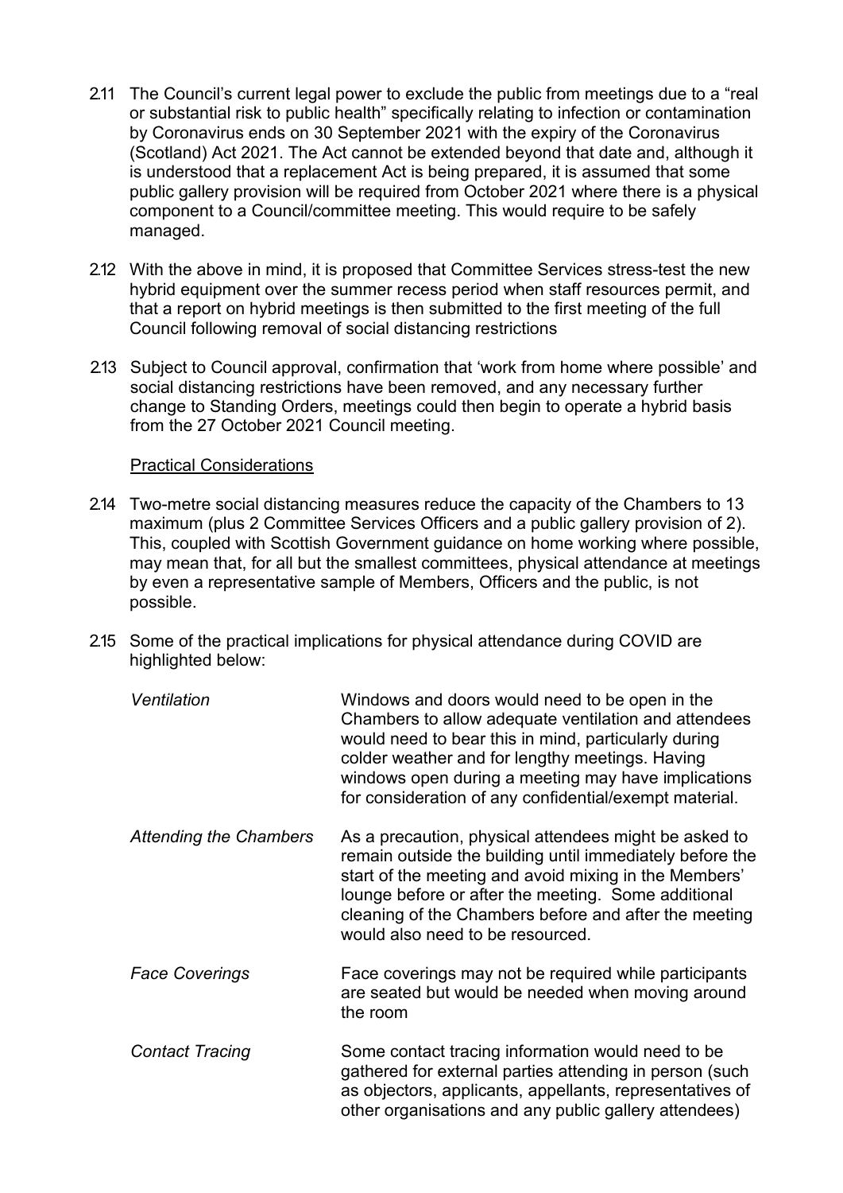2.11 The Council's current legal power to exclude the public from meetings due to a "real or substantial risk to public health" specifically relating to infection or contamination by Coronavirus ends on 30 September 2021 with the expiry of the Coronavirus (Scotland) Act 2021. The Act cannot be extended beyond that date and, although it is understood that a replacement Act is being prepared, it is assumed that some public gallery provision will be required from October 2021 where there is a physical component to a Council/committee meeting. This would require to be safely managed.

2.12 With the above in mind, it is proposed that Committee Services stress-test the new hybrid equipment over the summer recess period when staff resources permit, and that a report on hybrid meetings is then submitted to the first meeting of the full Council following removal of social distancing restrictions

2.13 Subject to Council approval, confirmation that 'work from home where possible' and social distancing restrictions have been removed, and any necessary further change to Standing Orders, meetings could then begin to operate a hybrid basis from the 27 October 2021 Council meeting.

Practical Considerations

2.14 Two-metre social distancing measures reduce the capacity of the Chambers to 13 maximum (plus 2 Committee Services Officers and a public gallery provision of 2). This, coupled with Scottish Government guidance on home working where possible, may mean that, for all but the smallest committees, physical attendance at meetings by even a representative sample of Members, Officers and the public, is not possible.

2.15 Some of the practical implications for physical attendance during COVID are highlighted below:

| | |
|---|---|
| *Ventilation* | Windows and doors would need to be open in the Chambers to allow adequate ventilation and attendees would need to bear this in mind, particularly during colder weather and for lengthy meetings. Having windows open during a meeting may have implications for consideration of any confidential/exempt material. |
| *Attending the Chambers* | As a precaution, physical attendees might be asked to remain outside the building until immediately before the start of the meeting and avoid mixing in the Members' lounge before or after the meeting. Some additional cleaning of the Chambers before and after the meeting would also need to be resourced. |
| *Face Coverings* | Face coverings may not be required while participants are seated but would be needed when moving around the room |
| *Contact Tracing* | Some contact tracing information would need to be gathered for external parties attending in person (such as objectors, applicants, appellants, representatives of other organisations and any public gallery attendees) |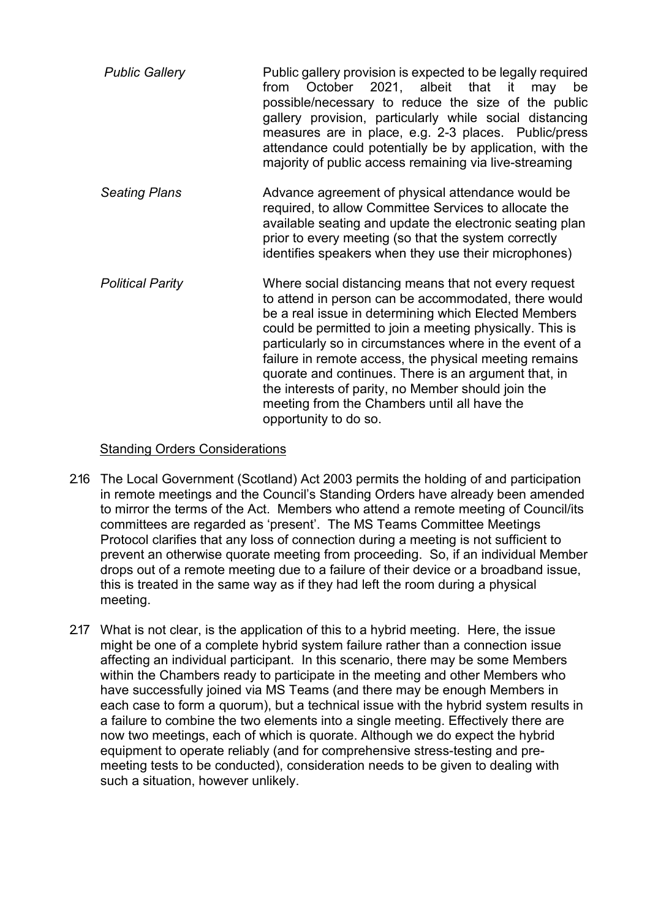| | |
|---|---|
| *Public Gallery* | Public gallery provision is expected to be legally required from October 2021, albeit that it may be possible/necessary to reduce the size of the public gallery provision, particularly while social distancing measures are in place, e.g. 2-3 places. Public/press attendance could potentially be by application, with the majority of public access remaining via live-streaming |
| *Seating Plans* | Advance agreement of physical attendance would be required, to allow Committee Services to allocate the available seating and update the electronic seating plan prior to every meeting (so that the system correctly identifies speakers when they use their microphones) |
| *Political Parity* | Where social distancing means that not every request to attend in person can be accommodated, there would be a real issue in determining which Elected Members could be permitted to join a meeting physically. This is particularly so in circumstances where in the event of a failure in remote access, the physical meeting remains quorate and continues. There is an argument that, in the interests of parity, no Member should join the meeting from the Chambers until all have the opportunity to do so. |

<u>Standing Orders Considerations</u>

2.16 The Local Government (Scotland) Act 2003 permits the holding of and participation in remote meetings and the Council's Standing Orders have already been amended to mirror the terms of the Act. Members who attend a remote meeting of Council/its committees are regarded as 'present'. The MS Teams Committee Meetings Protocol clarifies that any loss of connection during a meeting is not sufficient to prevent an otherwise quorate meeting from proceeding. So, if an individual Member drops out of a remote meeting due to a failure of their device or a broadband issue, this is treated in the same way as if they had left the room during a physical meeting.

2.17 What is not clear, is the application of this to a hybrid meeting. Here, the issue might be one of a complete hybrid system failure rather than a connection issue affecting an individual participant. In this scenario, there may be some Members within the Chambers ready to participate in the meeting and other Members who have successfully joined via MS Teams (and there may be enough Members in each case to form a quorum), but a technical issue with the hybrid system results in a failure to combine the two elements into a single meeting. Effectively there are now two meetings, each of which is quorate. Although we do expect the hybrid equipment to operate reliably (and for comprehensive stress-testing and pre-meeting tests to be conducted), consideration needs to be given to dealing with such a situation, however unlikely.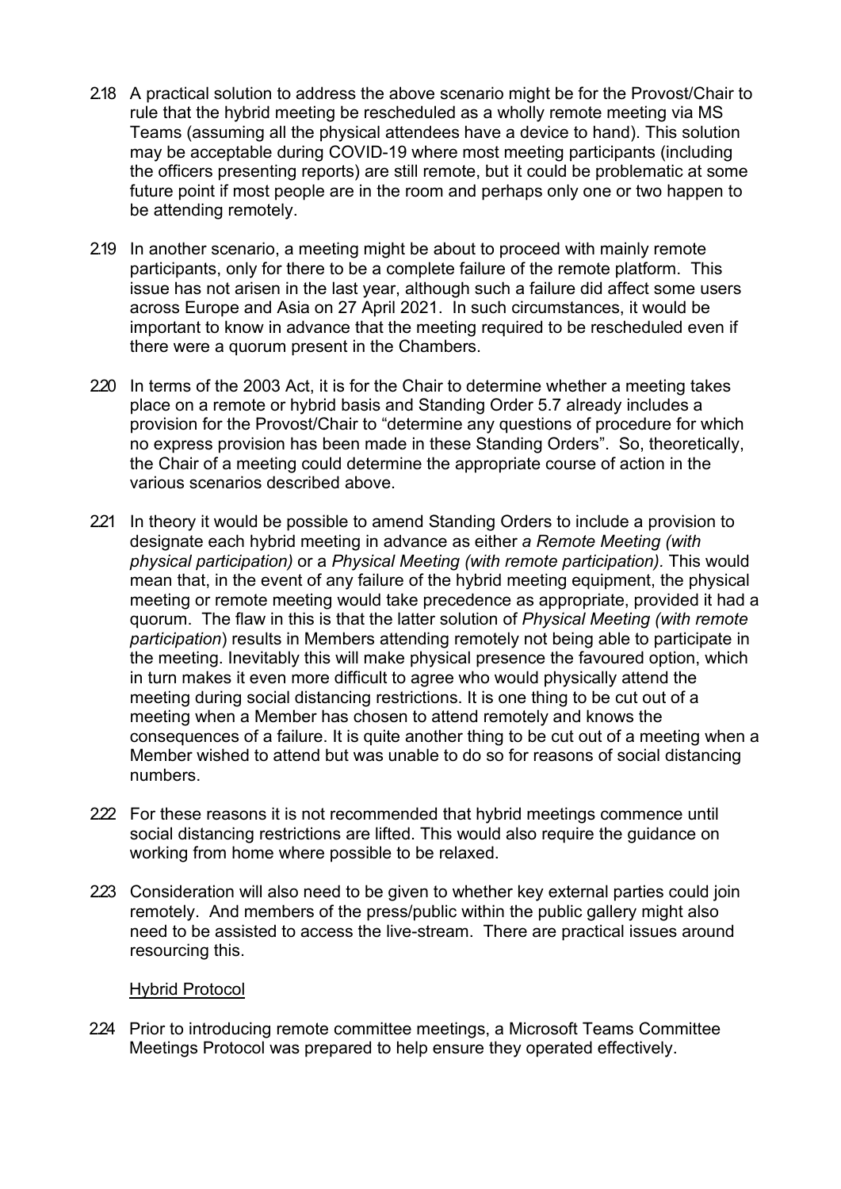2.18 A practical solution to address the above scenario might be for the Provost/Chair to rule that the hybrid meeting be rescheduled as a wholly remote meeting via MS Teams (assuming all the physical attendees have a device to hand). This solution may be acceptable during COVID-19 where most meeting participants (including the officers presenting reports) are still remote, but it could be problematic at some future point if most people are in the room and perhaps only one or two happen to be attending remotely.

2.19 In another scenario, a meeting might be about to proceed with mainly remote participants, only for there to be a complete failure of the remote platform. This issue has not arisen in the last year, although such a failure did affect some users across Europe and Asia on 27 April 2021. In such circumstances, it would be important to know in advance that the meeting required to be rescheduled even if there were a quorum present in the Chambers.

2.20 In terms of the 2003 Act, it is for the Chair to determine whether a meeting takes place on a remote or hybrid basis and Standing Order 5.7 already includes a provision for the Provost/Chair to "determine any questions of procedure for which no express provision has been made in these Standing Orders". So, theoretically, the Chair of a meeting could determine the appropriate course of action in the various scenarios described above.

2.21 In theory it would be possible to amend Standing Orders to include a provision to designate each hybrid meeting in advance as either *a Remote Meeting (with physical participation)* or a *Physical Meeting (with remote participation).* This would mean that, in the event of any failure of the hybrid meeting equipment, the physical meeting or remote meeting would take precedence as appropriate, provided it had a quorum. The flaw in this is that the latter solution of *Physical Meeting (with remote participation*) results in Members attending remotely not being able to participate in the meeting. Inevitably this will make physical presence the favoured option, which in turn makes it even more difficult to agree who would physically attend the meeting during social distancing restrictions. It is one thing to be cut out of a meeting when a Member has chosen to attend remotely and knows the consequences of a failure. It is quite another thing to be cut out of a meeting when a Member wished to attend but was unable to do so for reasons of social distancing numbers.

2.22 For these reasons it is not recommended that hybrid meetings commence until social distancing restrictions are lifted. This would also require the guidance on working from home where possible to be relaxed.

2.23 Consideration will also need to be given to whether key external parties could join remotely. And members of the press/public within the public gallery might also need to be assisted to access the live-stream. There are practical issues around resourcing this.

Hybrid Protocol

2.24 Prior to introducing remote committee meetings, a Microsoft Teams Committee Meetings Protocol was prepared to help ensure they operated effectively.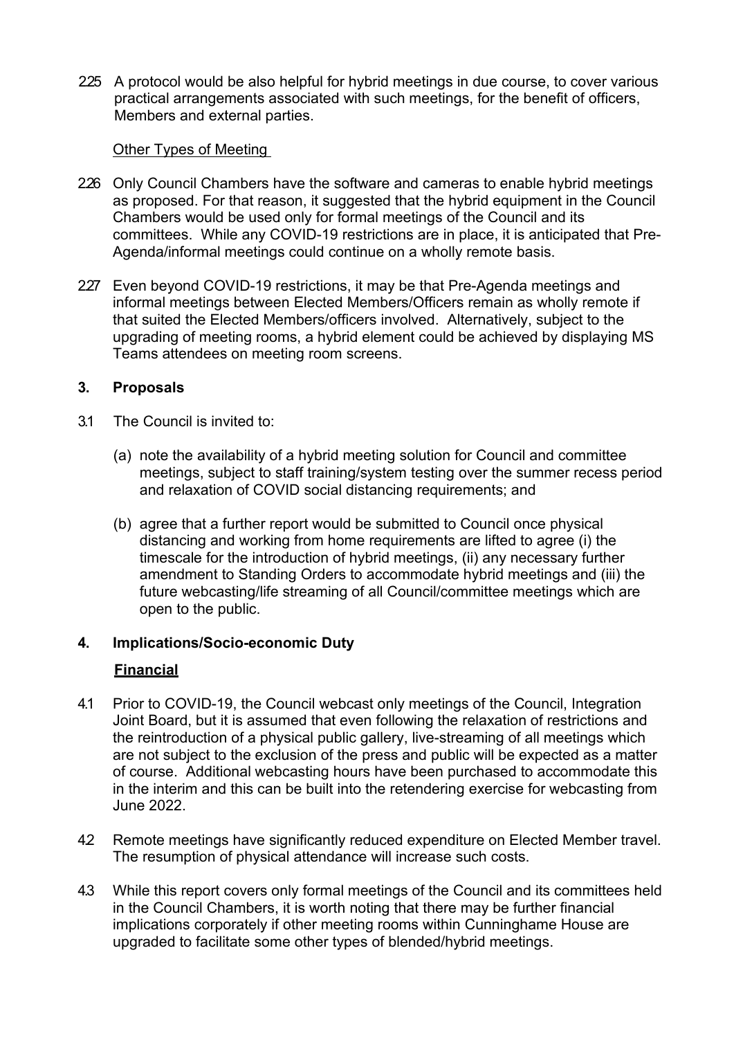2.25 A protocol would be also helpful for hybrid meetings in due course, to cover various practical arrangements associated with such meetings, for the benefit of officers, Members and external parties.

Other Types of Meeting

2.26 Only Council Chambers have the software and cameras to enable hybrid meetings as proposed. For that reason, it suggested that the hybrid equipment in the Council Chambers would be used only for formal meetings of the Council and its committees. While any COVID-19 restrictions are in place, it is anticipated that Pre-Agenda/informal meetings could continue on a wholly remote basis.

2.27 Even beyond COVID-19 restrictions, it may be that Pre-Agenda meetings and informal meetings between Elected Members/Officers remain as wholly remote if that suited the Elected Members/officers involved. Alternatively, subject to the upgrading of meeting rooms, a hybrid element could be achieved by displaying MS Teams attendees on meeting room screens.

## 3. Proposals

3.1 The Council is invited to:

(a) note the availability of a hybrid meeting solution for Council and committee meetings, subject to staff training/system testing over the summer recess period and relaxation of COVID social distancing requirements; and

(b) agree that a further report would be submitted to Council once physical distancing and working from home requirements are lifted to agree (i) the timescale for the introduction of hybrid meetings, (ii) any necessary further amendment to Standing Orders to accommodate hybrid meetings and (iii) the future webcasting/life streaming of all Council/committee meetings which are open to the public.

## 4. Implications/Socio-economic Duty

**Financial**

4.1 Prior to COVID-19, the Council webcast only meetings of the Council, Integration Joint Board, but it is assumed that even following the relaxation of restrictions and the reintroduction of a physical public gallery, live-streaming of all meetings which are not subject to the exclusion of the press and public will be expected as a matter of course. Additional webcasting hours have been purchased to accommodate this in the interim and this can be built into the retendering exercise for webcasting from June 2022.

4.2 Remote meetings have significantly reduced expenditure on Elected Member travel. The resumption of physical attendance will increase such costs.

4.3 While this report covers only formal meetings of the Council and its committees held in the Council Chambers, it is worth noting that there may be further financial implications corporately if other meeting rooms within Cunninghame House are upgraded to facilitate some other types of blended/hybrid meetings.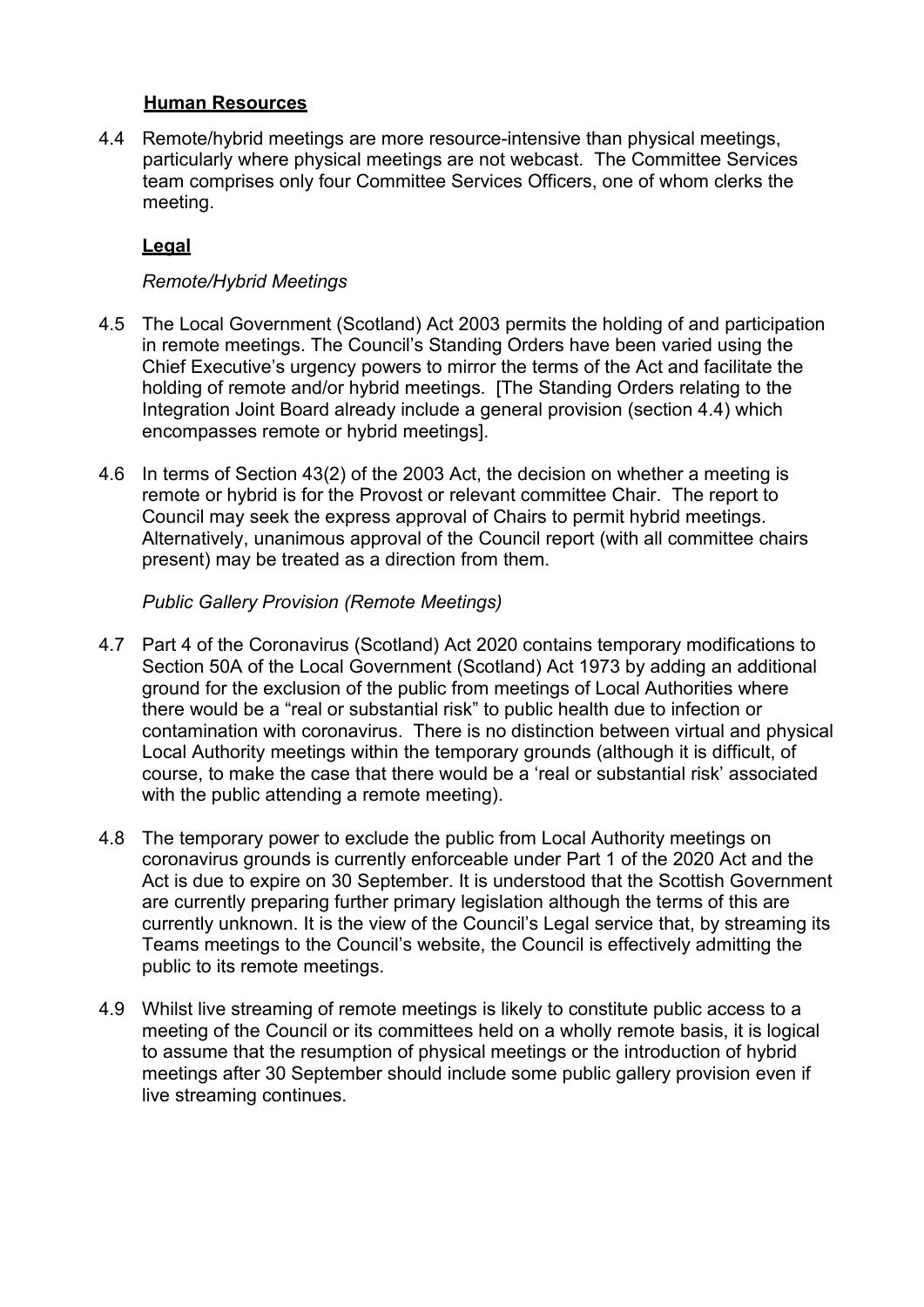**Human Resources**

4.4 Remote/hybrid meetings are more resource-intensive than physical meetings, particularly where physical meetings are not webcast. The Committee Services team comprises only four Committee Services Officers, one of whom clerks the meeting.

**Legal**

*Remote/Hybrid Meetings*

4.5 The Local Government (Scotland) Act 2003 permits the holding of and participation in remote meetings. The Council's Standing Orders have been varied using the Chief Executive's urgency powers to mirror the terms of the Act and facilitate the holding of remote and/or hybrid meetings. [The Standing Orders relating to the Integration Joint Board already include a general provision (section 4.4) which encompasses remote or hybrid meetings].

4.6 In terms of Section 43(2) of the 2003 Act, the decision on whether a meeting is remote or hybrid is for the Provost or relevant committee Chair. The report to Council may seek the express approval of Chairs to permit hybrid meetings. Alternatively, unanimous approval of the Council report (with all committee chairs present) may be treated as a direction from them.

*Public Gallery Provision (Remote Meetings)*

4.7 Part 4 of the Coronavirus (Scotland) Act 2020 contains temporary modifications to Section 50A of the Local Government (Scotland) Act 1973 by adding an additional ground for the exclusion of the public from meetings of Local Authorities where there would be a "real or substantial risk" to public health due to infection or contamination with coronavirus. There is no distinction between virtual and physical Local Authority meetings within the temporary grounds (although it is difficult, of course, to make the case that there would be a 'real or substantial risk' associated with the public attending a remote meeting).

4.8 The temporary power to exclude the public from Local Authority meetings on coronavirus grounds is currently enforceable under Part 1 of the 2020 Act and the Act is due to expire on 30 September. It is understood that the Scottish Government are currently preparing further primary legislation although the terms of this are currently unknown. It is the view of the Council's Legal service that, by streaming its Teams meetings to the Council's website, the Council is effectively admitting the public to its remote meetings.

4.9 Whilst live streaming of remote meetings is likely to constitute public access to a meeting of the Council or its committees held on a wholly remote basis, it is logical to assume that the resumption of physical meetings or the introduction of hybrid meetings after 30 September should include some public gallery provision even if live streaming continues.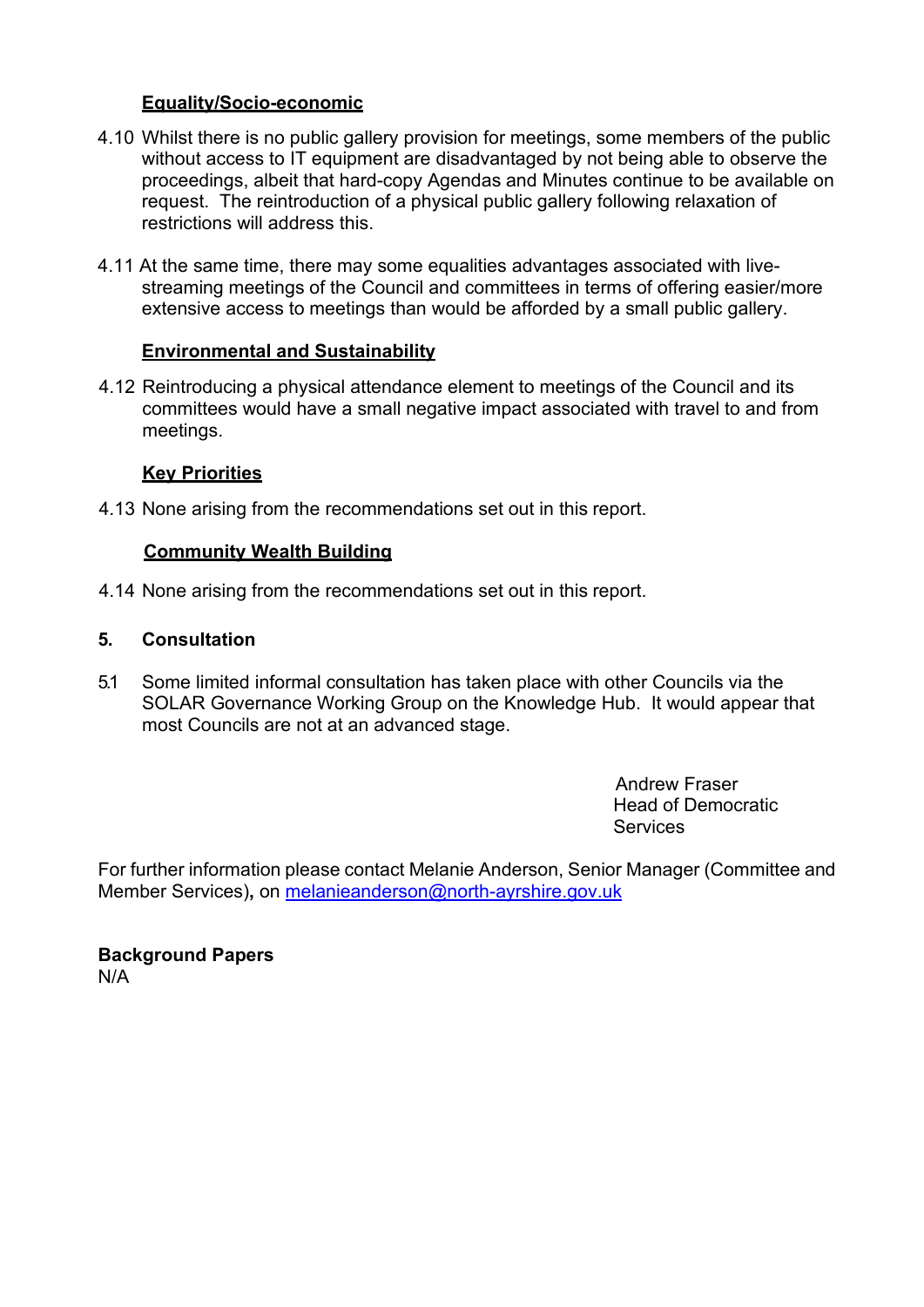**Equality/Socio-economic**

4.10 Whilst there is no public gallery provision for meetings, some members of the public without access to IT equipment are disadvantaged by not being able to observe the proceedings, albeit that hard-copy Agendas and Minutes continue to be available on request. The reintroduction of a physical public gallery following relaxation of restrictions will address this.

4.11 At the same time, there may some equalities advantages associated with live-streaming meetings of the Council and committees in terms of offering easier/more extensive access to meetings than would be afforded by a small public gallery.

**Environmental and Sustainability**

4.12 Reintroducing a physical attendance element to meetings of the Council and its committees would have a small negative impact associated with travel to and from meetings.

**Key Priorities**

4.13 None arising from the recommendations set out in this report.

**Community Wealth Building**

4.14 None arising from the recommendations set out in this report.

## 5. Consultation

5.1 Some limited informal consultation has taken place with other Councils via the SOLAR Governance Working Group on the Knowledge Hub. It would appear that most Councils are not at an advanced stage.

Andrew Fraser
Head of Democratic Services

For further information please contact Melanie Anderson, Senior Manager (Committee and Member Services), on melanieanderson@north-ayrshire.gov.uk

**Background Papers**
N/A